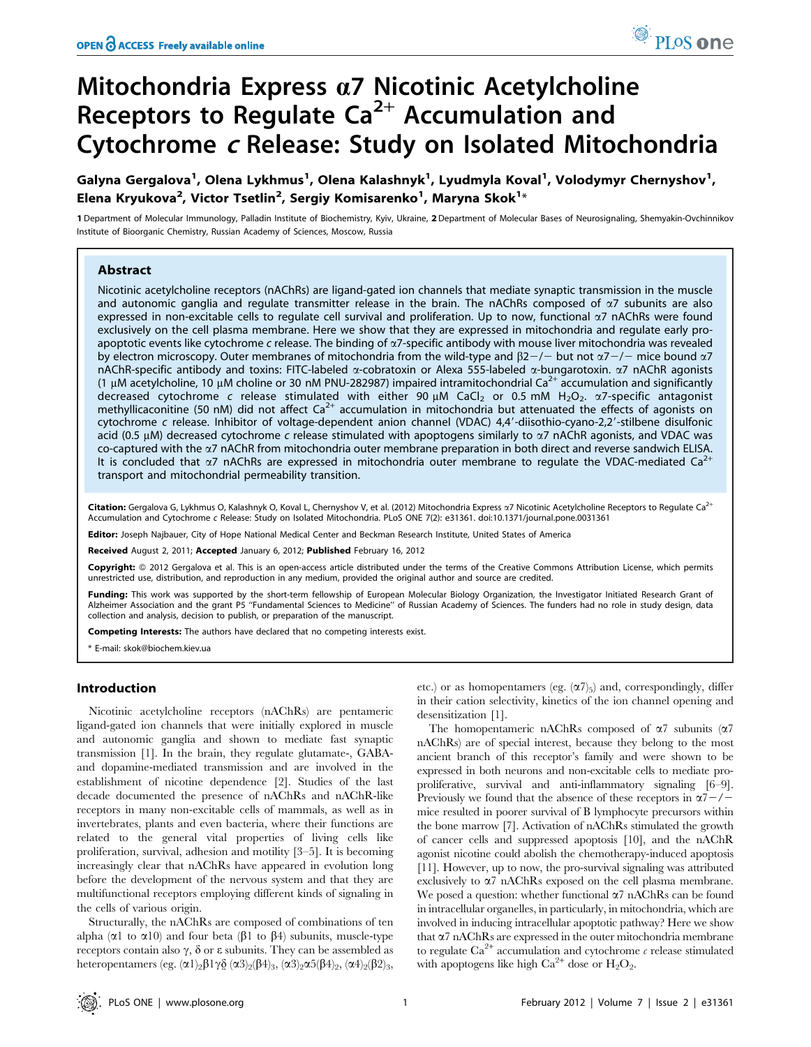# Mitochondria Express α7 Nicotinic Acetylcholine Receptors to Regulate $Ca^{2+}$ Accumulation and Cytochrome *c* Release: Study on Isolated Mitochondria

**Galyna Gergalova[1], Olena Lykhmus[1], Olena Kalashnyk[1], Lyudmyla Koval[1], Volodymyr Chernyshov[1], Elena Kryukova[2], Victor Tsetlin[2], Sergiy Komisarenko[1], Maryna Skok[1]***

1 Department of Molecular Immunology, Palladin Institute of Biochemistry, Kyiv, Ukraine, 2 Department of Molecular Bases of Neurosignaling, Shemyakin-Ovchinnikov Institute of Bioorganic Chemistry, Russian Academy of Sciences, Moscow, Russia

## Abstract

Nicotinic acetylcholine receptors (nAChRs) are ligand-gated ion channels that mediate synaptic transmission in the muscle and autonomic ganglia and regulate transmitter release in the brain. The nAChRs composed of α7 subunits are also expressed in non-excitable cells to regulate cell survival and proliferation. Up to now, functional α7 nAChRs were found exclusively on the cell plasma membrane. Here we show that they are expressed in mitochondria and regulate early pro-apoptotic events like cytochrome *c* release. The binding of α7-specific antibody with mouse liver mitochondria was revealed by electron microscopy. Outer membranes of mitochondria from the wild-type and β2−/− but not α7−/− mice bound α7 nAChR-specific antibody and toxins: FITC-labeled α-cobratoxin or Alexa 555-labeled α-bungarotoxin. α7 nAChR agonists (1 μM acetylcholine, 10 μM choline or 30 nM PNU-282987) impaired intramitochondrial $Ca^{2+}$ accumulation and significantly decreased cytochrome *c* release stimulated with either 90 μM $CaCl_2$ or 0.5 mM $H_2O_2$. α7-specific antagonist methyllicaconitine (50 nM) did not affect $Ca^{2+}$ accumulation in mitochondria but attenuated the effects of agonists on cytochrome *c* release. Inhibitor of voltage-dependent anion channel (VDAC) 4,4′-diisothio-cyano-2,2′-stilbene disulfonic acid (0.5 μM) decreased cytochrome *c* release stimulated with apoptogens similarly to α7 nAChR agonists, and VDAC was co-captured with the α7 nAChR from mitochondria outer membrane preparation in both direct and reverse sandwich ELISA. It is concluded that α7 nAChRs are expressed in mitochondria outer membrane to regulate the VDAC-mediated $Ca^{2+}$ transport and mitochondrial permeability transition.

**Citation:** Gergalova G, Lykhmus O, Kalashnyk O, Koval L, Chernyshov V, et al. (2012) Mitochondria Express α7 Nicotinic Acetylcholine Receptors to Regulate $Ca^{2+}$ Accumulation and Cytochrome *c* Release: Study on Isolated Mitochondria. PLoS ONE 7(2): e31361. doi:10.1371/journal.pone.0031361

**Editor:** Joseph Najbauer, City of Hope National Medical Center and Beckman Research Institute, United States of America

**Received** August 2, 2011; **Accepted** January 6, 2012; **Published** February 16, 2012

**Copyright:** © 2012 Gergalova et al. This is an open-access article distributed under the terms of the Creative Commons Attribution License, which permits unrestricted use, distribution, and reproduction in any medium, provided the original author and source are credited.

**Funding:** This work was supported by the short-term fellowship of European Molecular Biology Organization, the Investigator Initiated Research Grant of Alzheimer Association and the grant P5 "Fundamental Sciences to Medicine" of Russian Academy of Sciences. The funders had no role in study design, data collection and analysis, decision to publish, or preparation of the manuscript.

**Competing Interests:** The authors have declared that no competing interests exist.

\* E-mail: skok@biochem.kiev.ua

## Introduction

Nicotinic acetylcholine receptors (nAChRs) are pentameric ligand-gated ion channels that were initially explored in muscle and autonomic ganglia and shown to mediate fast synaptic transmission [1]. In the brain, they regulate glutamate-, GABA- and dopamine-mediated transmission and are involved in the establishment of nicotine dependence [2]. Studies of the last decade documented the presence of nAChRs and nAChR-like receptors in many non-excitable cells of mammals, as well as in invertebrates, plants and even bacteria, where their functions are related to the general vital properties of living cells like proliferation, survival, adhesion and motility [3–5]. It is becoming increasingly clear that nAChRs have appeared in evolution long before the development of the nervous system and that they are multifunctional receptors employing different kinds of signaling in the cells of various origin.

Structurally, the nAChRs are composed of combinations of ten alpha (α1 to α10) and four beta (β1 to β4) subunits, muscle-type receptors contain also γ, δ or ε subunits. They can be assembled as heteropentamers (eg. $(\alpha1)_2\beta1\gamma\delta$, $(\alpha3)_2(\beta4)_3$, $(\alpha3)_2\alpha5(\beta4)_2$, $(\alpha4)_2(\beta2)_3$, etc.) or as homopentamers (eg. $(\alpha7)_5$) and, correspondingly, differ in their cation selectivity, kinetics of the ion channel opening and desensitization [1].

The homopentameric nAChRs composed of α7 subunits (α7 nAChRs) are of special interest, because they belong to the most ancient branch of this receptor's family and were shown to be expressed in both neurons and non-excitable cells to mediate pro-proliferative, survival and anti-inflammatory signaling [6–9]. Previously we found that the absence of these receptors in α7−/− mice resulted in poorer survival of B lymphocyte precursors within the bone marrow [7]. Activation of nAChRs stimulated the growth of cancer cells and suppressed apoptosis [10], and the nAChR agonist nicotine could abolish the chemotherapy-induced apoptosis [11]. However, up to now, the pro-survival signaling was attributed exclusively to α7 nAChRs exposed on the cell plasma membrane. We posed a question: whether functional α7 nAChRs can be found in intracellular organelles, in particularly, in mitochondria, which are involved in inducing intracellular apoptotic pathway? Here we show that α7 nAChRs are expressed in the outer mitochondria membrane to regulate $Ca^{2+}$ accumulation and cytochrome *c* release stimulated with apoptogens like high $Ca^{2+}$ dose or $H_2O_2$.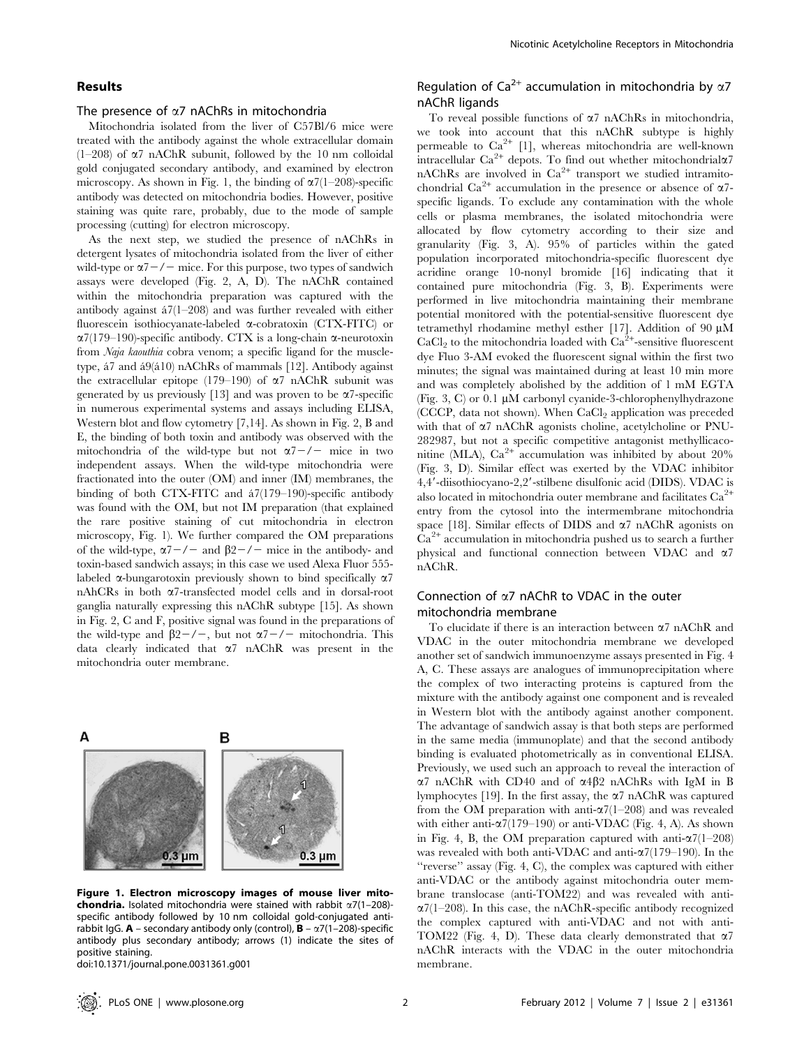## Results

### The presence of α7 nAChRs in mitochondria

Mitochondria isolated from the liver of C57Bl/6 mice were treated with the antibody against the whole extracellular domain (1–208) of α7 nAChR subunit, followed by the 10 nm colloidal gold conjugated secondary antibody, and examined by electron microscopy. As shown in Fig. 1, the binding of α7(1–208)-specific antibody was detected on mitochondria bodies. However, positive staining was quite rare, probably, due to the mode of sample processing (cutting) for electron microscopy.

As the next step, we studied the presence of nAChRs in detergent lysates of mitochondria isolated from the liver of either wild-type or α7−/− mice. For this purpose, two types of sandwich assays were developed (Fig. 2, A, D). The nAChR contained within the mitochondria preparation was captured with the antibody against á7(1–208) and was further revealed with either fluorescein isothiocyanate-labeled α-cobratoxin (CTX-FITC) or α7(179–190)-specific antibody. CTX is a long-chain α-neurotoxin from *Naja kaouthia* cobra venom; a specific ligand for the muscle-type, á7 and á9(á10) nAChRs of mammals [12]. Antibody against the extracellular epitope (179–190) of α7 nAChR subunit was generated by us previously [13] and was proven to be α7-specific in numerous experimental systems and assays including ELISA, Western blot and flow cytometry [7,14]. As shown in Fig. 2, B and E, the binding of both toxin and antibody was observed with the mitochondria of the wild-type but not α7−/− mice in two independent assays. When the wild-type mitochondria were fractionated into the outer (OM) and inner (IM) membranes, the binding of both CTX-FITC and á7(179–190)-specific antibody was found with the OM, but not IM preparation (that explained the rare positive staining of cut mitochondria in electron microscopy, Fig. 1). We further compared the OM preparations of the wild-type, α7−/− and β2−/− mice in the antibody- and toxin-based sandwich assays; in this case we used Alexa Fluor 555-labeled α-bungarotoxin previously shown to bind specifically α7 nAhCRs in both α7-transfected model cells and in dorsal-root ganglia naturally expressing this nAChR subtype [15]. As shown in Fig. 2, C and F, positive signal was found in the preparations of the wild-type and β2−/−, but not α7−/− mitochondria. This data clearly indicated that α7 nAChR was present in the mitochondria outer membrane.

**Figure 1. Electron microscopy images of mouse liver mitochondria.** Isolated mitochondria were stained with rabbit α7(1–208)-specific antibody followed by 10 nm colloidal gold-conjugated anti-rabbit IgG. **A** – secondary antibody only (control), **B** – α7(1–208)-specific antibody plus secondary antibody; arrows (1) indicate the sites of positive staining.
doi:10.1371/journal.pone.0031361.g001

### Regulation of $Ca^{2+}$ accumulation in mitochondria by α7 nAChR ligands

To reveal possible functions of α7 nAChRs in mitochondria, we took into account that this nAChR subtype is highly permeable to $Ca^{2+}$ [1], whereas mitochondria are well-known intracellular $Ca^{2+}$ depots. To find out whether mitochondrialα7 nAChRs are involved in $Ca^{2+}$ transport we studied intramitochondrial $Ca^{2+}$ accumulation in the presence or absence of α7-specific ligands. To exclude any contamination with the whole cells or plasma membranes, the isolated mitochondria were allocated by flow cytometry according to their size and granularity (Fig. 3, A). 95% of particles within the gated population incorporated mitochondria-specific fluorescent dye acridine orange 10-nonyl bromide [16] indicating that it contained pure mitochondria (Fig. 3, B). Experiments were performed in live mitochondria maintaining their membrane potential monitored with the potential-sensitive fluorescent dye tetramethyl rhodamine methyl esther [17]. Addition of 90 µM $CaCl_2$ to the mitochondria loaded with $Ca^{2+}$-sensitive fluorescent dye Fluo 3-AM evoked the fluorescent signal within the first two minutes; the signal was maintained during at least 10 min more and was completely abolished by the addition of 1 mM EGTA (Fig. 3, C) or 0.1 µM carbonyl cyanide-3-chlorophenylhydrazone (CCCP, data not shown). When $CaCl_2$ application was preceded with that of α7 nAChR agonists choline, acetylcholine or PNU-282987, but not a specific competitive antagonist methyllicaconitine (MLA), $Ca^{2+}$ accumulation was inhibited by about 20% (Fig. 3, D). Similar effect was exerted by the VDAC inhibitor 4,4′-diisothiocyano-2,2′-stilbene disulfonic acid (DIDS). VDAC is also located in mitochondria outer membrane and facilitates $Ca^{2+}$ entry from the cytosol into the intermembrane mitochondria space [18]. Similar effects of DIDS and α7 nAChR agonists on $Ca^{2+}$ accumulation in mitochondria pushed us to search a further physical and functional connection between VDAC and α7 nAChR.

### Connection of α7 nAChR to VDAC in the outer mitochondria membrane

To elucidate if there is an interaction between α7 nAChR and VDAC in the outer mitochondria membrane we developed another set of sandwich immunoenzyme assays presented in Fig. 4 A, C. These assays are analogues of immunoprecipitation where the complex of two interacting proteins is captured from the mixture with the antibody against one component and is revealed in Western blot with the antibody against another component. The advantage of sandwich assay is that both steps are performed in the same media (immunoplate) and that the second antibody binding is evaluated photometrically as in conventional ELISA. Previously, we used such an approach to reveal the interaction of α7 nAChR with CD40 and of α4β2 nAChRs with IgM in B lymphocytes [19]. In the first assay, the α7 nAChR was captured from the OM preparation with anti-α7(1–208) and was revealed with either anti-α7(179–190) or anti-VDAC (Fig. 4, A). As shown in Fig. 4, B, the OM preparation captured with anti-α7(1–208) was revealed with both anti-VDAC and anti-α7(179–190). In the "reverse" assay (Fig. 4, C), the complex was captured with either anti-VDAC or the antibody against mitochondria outer membrane translocase (anti-TOM22) and was revealed with anti-α7(1–208). In this case, the nAChR-specific antibody recognized the complex captured with anti-VDAC and not with anti-TOM22 (Fig. 4, D). These data clearly demonstrated that α7 nAChR interacts with the VDAC in the outer mitochondria membrane.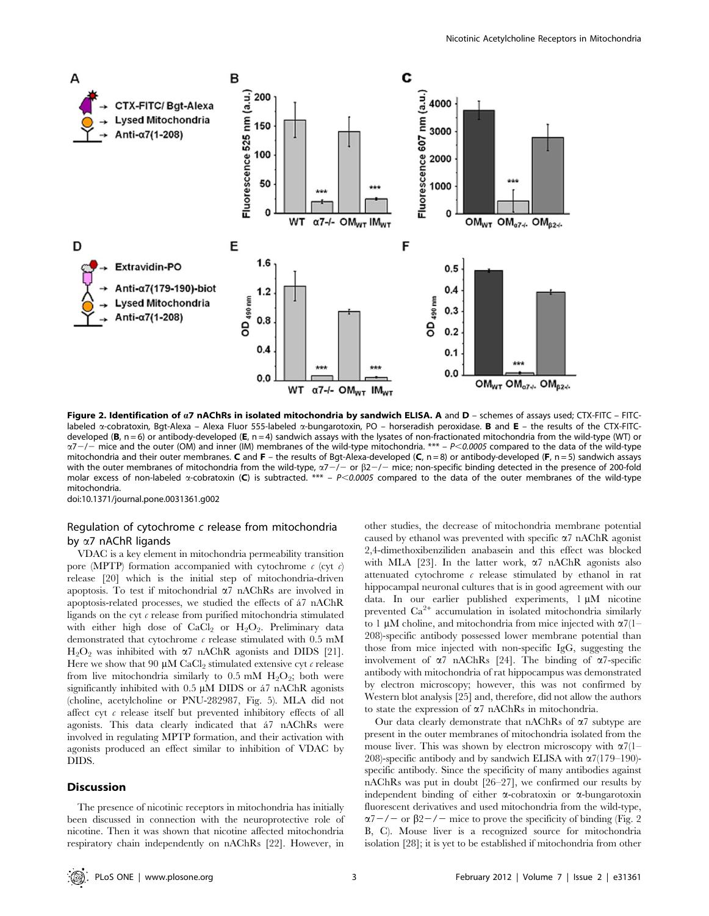**Figure 2. Identification of α7 nAChRs in isolated mitochondria by sandwich ELISA. A** and **D** – schemes of assays used; CTX-FITC – FITC-labeled α-cobratoxin, Bgt-Alexa – Alexa Fluor 555-labeled α-bungarotoxin, PO – horseradish peroxidase. **B** and **E** – the results of the CTX-FITC-developed (**B**, n = 6) or antibody-developed (**E**, n = 4) sandwich assays with the lysates of non-fractionated mitochondria from the wild-type (WT) or α7−/− mice and the outer (OM) and inner (IM) membranes of the wild-type mitochondria. *** – *P<0.0005* compared to the data of the wild-type mitochondria and their outer membranes. **C** and **F** – the results of Bgt-Alexa-developed (**C**, n = 8) or antibody-developed (**F**, n = 5) sandwich assays with the outer membranes of mitochondria from the wild-type, α7−/− or β2−/− mice; non-specific binding detected in the presence of 200-fold molar excess of non-labeled α-cobratoxin (**C**) is subtracted. *** – *P*<0.0005 compared to the data of the outer membranes of the wild-type mitochondria.

doi:10.1371/journal.pone.0031361.g002

## Regulation of cytochrome *c* release from mitochondria by α7 nAChR ligands

VDAC is a key element in mitochondria permeability transition pore (MPTP) formation accompanied with cytochrome *c* (cyt *c*) release [20] which is the initial step of mitochondria-driven apoptosis. To test if mitochondrial α7 nAChRs are involved in apoptosis-related processes, we studied the effects of á7 nAChR ligands on the cyt *c* release from purified mitochondria stimulated with either high dose of $CaCl_2$ or $H_2O_2$. Preliminary data demonstrated that cytochrome *c* release stimulated with 0.5 mM $H_2O_2$ was inhibited with α7 nAChR agonists and DIDS [21]. Here we show that 90 μM $CaCl_2$ stimulated extensive cyt *c* release from live mitochondria similarly to 0.5 mM $H_2O_2$; both were significantly inhibited with 0.5 μM DIDS or á7 nAChR agonists (choline, acetylcholine or PNU-282987, Fig. 5). MLA did not affect cyt *c* release itself but prevented inhibitory effects of all agonists. This data clearly indicated that á7 nAChRs were involved in regulating MPTP formation, and their activation with agonists produced an effect similar to inhibition of VDAC by DIDS.

## Discussion

The presence of nicotinic receptors in mitochondria has initially been discussed in connection with the neuroprotective role of nicotine. Then it was shown that nicotine affected mitochondria respiratory chain independently on nAChRs [22]. However, in other studies, the decrease of mitochondria membrane potential caused by ethanol was prevented with specific α7 nAChR agonist 2,4-dimethoxibenziliden anabasein and this effect was blocked with MLA [23]. In the latter work, α7 nAChR agonists also attenuated cytochrome *c* release stimulated by ethanol in rat hippocampal neuronal cultures that is in good agreement with our data. In our earlier published experiments, 1 μM nicotine prevented $Ca^{2+}$ accumulation in isolated mitochondria similarly to 1 μM choline, and mitochondria from mice injected with α7(1–208)-specific antibody possessed lower membrane potential than those from mice injected with non-specific IgG, suggesting the involvement of α7 nAChRs [24]. The binding of α7-specific antibody with mitochondria of rat hippocampus was demonstrated by electron microscopy; however, this was not confirmed by Western blot analysis [25] and, therefore, did not allow the authors to state the expression of α7 nAChRs in mitochondria.

Our data clearly demonstrate that nAChRs of α7 subtype are present in the outer membranes of mitochondria isolated from the mouse liver. This was shown by electron microscopy with α7(1–208)-specific antibody and by sandwich ELISA with α7(179–190)-specific antibody. Since the specificity of many antibodies against nAChRs was put in doubt [26–27], we confirmed our results by independent binding of either α-cobratoxin or α-bungarotoxin fluorescent derivatives and used mitochondria from the wild-type, α7−/− or β2−/− mice to prove the specificity of binding (Fig. 2 B, C). Mouse liver is a recognized source for mitochondria isolation [28]; it is yet to be established if mitochondria from other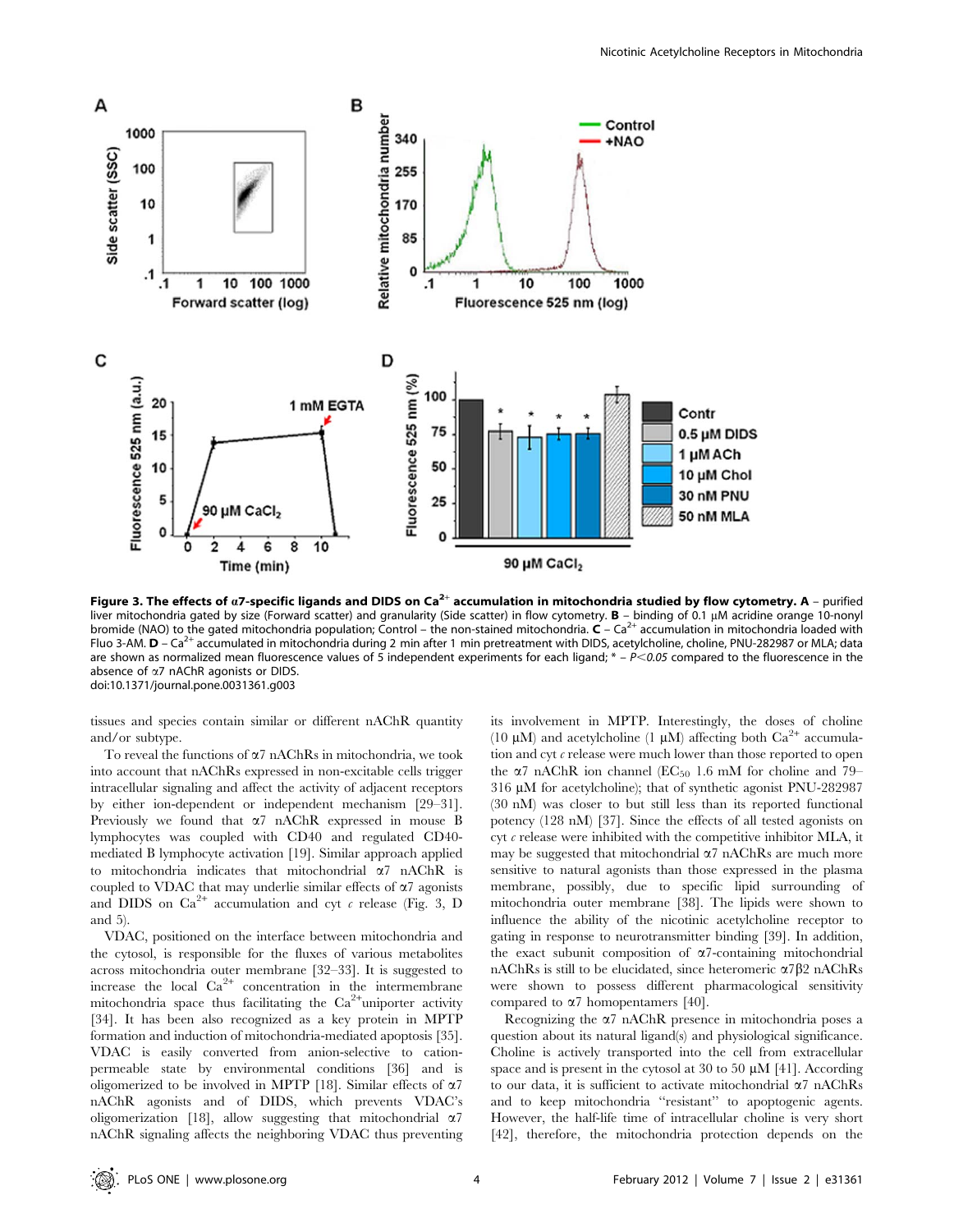**Figure 3. The effects of α7-specific ligands and DIDS on $Ca^{2+}$ accumulation in mitochondria studied by flow cytometry. A** – purified liver mitochondria gated by size (Forward scatter) and granularity (Side scatter) in flow cytometry. **B** – binding of 0.1 µM acridine orange 10-nonyl bromide (NAO) to the gated mitochondria population; Control – the non-stained mitochondria. **C** – $Ca^{2+}$ accumulation in mitochondria loaded with Fluo 3-AM. **D** – $Ca^{2+}$ accumulated in mitochondria during 2 min after 1 min pretreatment with DIDS, acetylcholine, choline, PNU-282987 or MLA; data are shown as normalized mean fluorescence values of 5 independent experiments for each ligand; * – *P*<*0.05* compared to the fluorescence in the absence of α7 nAChR agonists or DIDS.
doi:10.1371/journal.pone.0031361.g003

tissues and species contain similar or different nAChR quantity and/or subtype.

To reveal the functions of α7 nAChRs in mitochondria, we took into account that nAChRs expressed in non-excitable cells trigger intracellular signaling and affect the activity of adjacent receptors by either ion-dependent or independent mechanism [29–31]. Previously we found that α7 nAChR expressed in mouse B lymphocytes was coupled with CD40 and regulated CD40-mediated B lymphocyte activation [19]. Similar approach applied to mitochondria indicates that mitochondrial α7 nAChR is coupled to VDAC that may underlie similar effects of α7 agonists and DIDS on $Ca^{2+}$ accumulation and cyt *c* release (Fig. 3, D and 5).

VDAC, positioned on the interface between mitochondria and the cytosol, is responsible for the fluxes of various metabolites across mitochondria outer membrane [32–33]. It is suggested to increase the local $Ca^{2+}$ concentration in the intermembrane mitochondria space thus facilitating the $Ca^{2+}$uniporter activity [34]. It has been also recognized as a key protein in MPTP formation and induction of mitochondria-mediated apoptosis [35]. VDAC is easily converted from anion-selective to cation-permeable state by environmental conditions [36] and is oligomerized to be involved in MPTP [18]. Similar effects of α7 nAChR agonists and of DIDS, which prevents VDAC's oligomerization [18], allow suggesting that mitochondrial α7 nAChR signaling affects the neighboring VDAC thus preventing its involvement in MPTP. Interestingly, the doses of choline (10 µM) and acetylcholine (1 µM) affecting both $Ca^{2+}$ accumulation and cyt *c* release were much lower than those reported to open the α7 nAChR ion channel ($EC_{50}$ 1.6 mM for choline and 79–316 µM for acetylcholine); that of synthetic agonist PNU-282987 (30 nM) was closer to but still less than its reported functional potency (128 nM) [37]. Since the effects of all tested agonists on cyt *c* release were inhibited with the competitive inhibitor MLA, it may be suggested that mitochondrial α7 nAChRs are much more sensitive to natural agonists than those expressed in the plasma membrane, possibly, due to specific lipid surrounding of mitochondria outer membrane [38]. The lipids were shown to influence the ability of the nicotinic acetylcholine receptor to gating in response to neurotransmitter binding [39]. In addition, the exact subunit composition of α7-containing mitochondrial nAChRs is still to be elucidated, since heteromeric α7β2 nAChRs were shown to possess different pharmacological sensitivity compared to α7 homopentamers [40].

Recognizing the α7 nAChR presence in mitochondria poses a question about its natural ligand(s) and physiological significance. Choline is actively transported into the cell from extracellular space and is present in the cytosol at 30 to 50 µM [41]. According to our data, it is sufficient to activate mitochondrial α7 nAChRs and to keep mitochondria "resistant" to apoptogenic agents. However, the half-life time of intracellular choline is very short [42], therefore, the mitochondria protection depends on the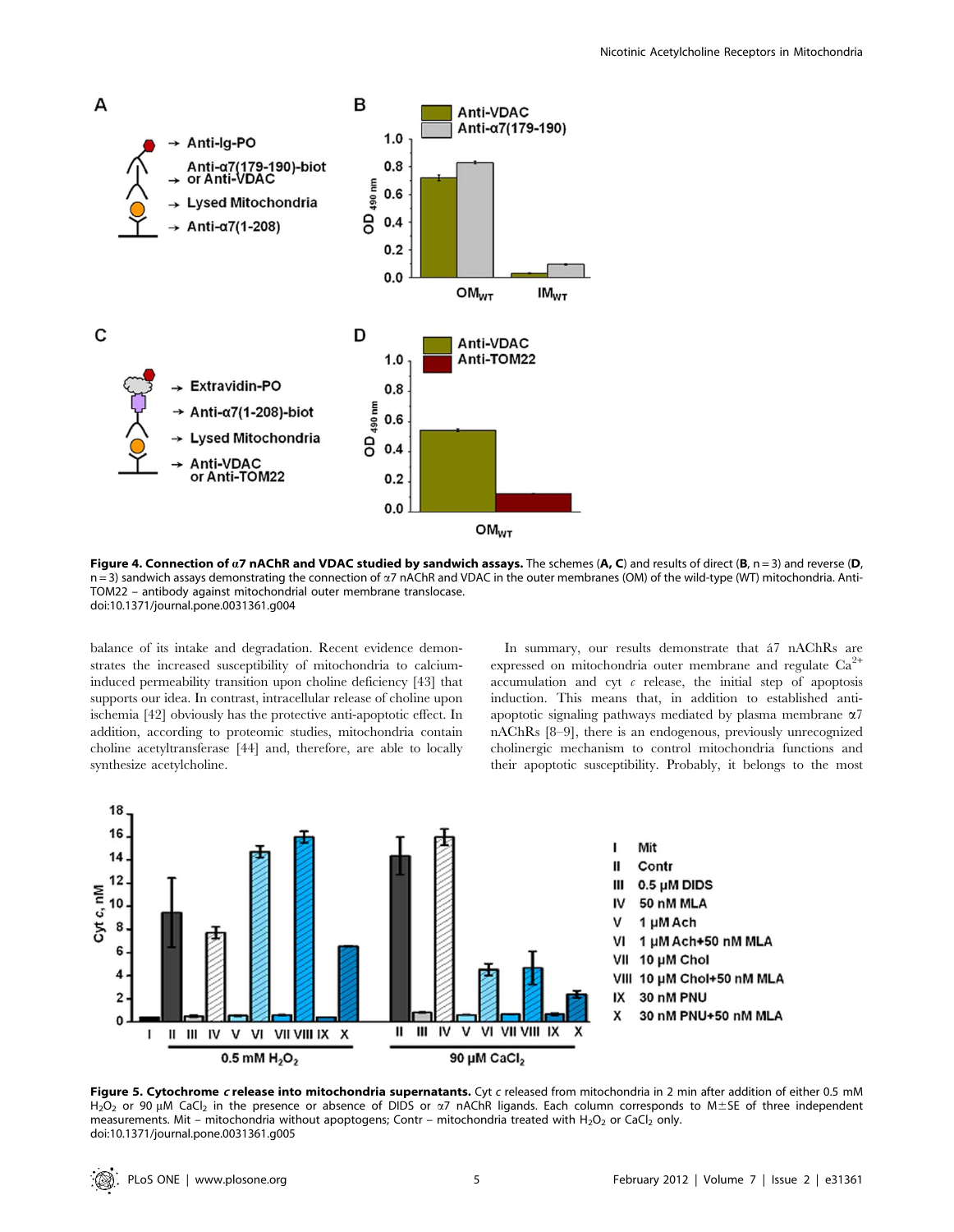**Figure 4. Connection of α7 nAChR and VDAC studied by sandwich assays.** The schemes (**A, C**) and results of direct (**B**, n = 3) and reverse (**D**, n = 3) sandwich assays demonstrating the connection of α7 nAChR and VDAC in the outer membranes (OM) of the wild-type (WT) mitochondria. Anti-TOM22 – antibody against mitochondrial outer membrane translocase.
doi:10.1371/journal.pone.0031361.g004

balance of its intake and degradation. Recent evidence demonstrates the increased susceptibility of mitochondria to calcium-induced permeability transition upon choline deficiency [43] that supports our idea. In contrast, intracellular release of choline upon ischemia [42] obviously has the protective anti-apoptotic effect. In addition, according to proteomic studies, mitochondria contain choline acetyltransferase [44] and, therefore, are able to locally synthesize acetylcholine.

In summary, our results demonstrate that á7 nAChRs are expressed on mitochondria outer membrane and regulate $Ca^{2+}$ accumulation and cyt *c* release, the initial step of apoptosis induction. This means that, in addition to established anti-apoptotic signaling pathways mediated by plasma membrane α7 nAChRs [8–9], there is an endogenous, previously unrecognized cholinergic mechanism to control mitochondria functions and their apoptotic susceptibility. Probably, it belongs to the most

**Figure 5. Cytochrome *c* release into mitochondria supernatants.** Cyt *c* released from mitochondria in 2 min after addition of either 0.5 mM $H_2O_2$ or 90 μM $CaCl_2$ in the presence or absence of DIDS or α7 nAChR ligands. Each column corresponds to M±SE of three independent measurements. Mit – mitochondria without apoptogens; Contr – mitochondria treated with $H_2O_2$ or $CaCl_2$ only.
doi:10.1371/journal.pone.0031361.g005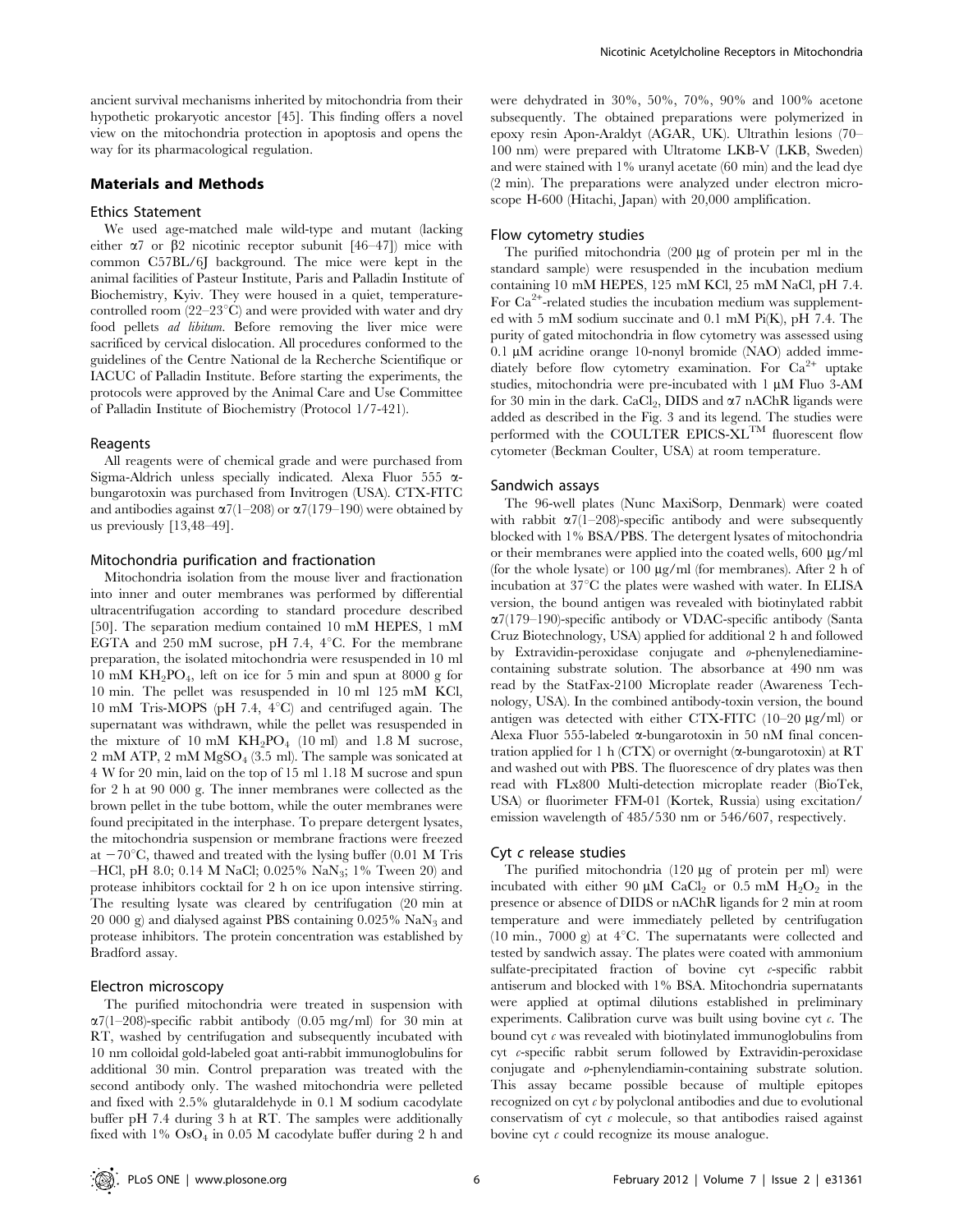ancient survival mechanisms inherited by mitochondria from their hypothetic prokaryotic ancestor [45]. This finding offers a novel view on the mitochondria protection in apoptosis and opens the way for its pharmacological regulation.

## Materials and Methods

### Ethics Statement

We used age-matched male wild-type and mutant (lacking either α7 or β2 nicotinic receptor subunit [46–47]) mice with common C57BL/6J background. The mice were kept in the animal facilities of Pasteur Institute, Paris and Palladin Institute of Biochemistry, Kyiv. They were housed in a quiet, temperature-controlled room (22–23°C) and were provided with water and dry food pellets *ad libitum*. Before removing the liver mice were sacrificed by cervical dislocation. All procedures conformed to the guidelines of the Centre National de la Recherche Scientifique or IACUC of Palladin Institute. Before starting the experiments, the protocols were approved by the Animal Care and Use Committee of Palladin Institute of Biochemistry (Protocol 1/7-421).

### Reagents

All reagents were of chemical grade and were purchased from Sigma-Aldrich unless specially indicated. Alexa Fluor 555 α-bungarotoxin was purchased from Invitrogen (USA). CTX-FITC and antibodies against α7(1–208) or α7(179–190) were obtained by us previously [13,48–49].

### Mitochondria purification and fractionation

Mitochondria isolation from the mouse liver and fractionation into inner and outer membranes was performed by differential ultracentrifugation according to standard procedure described [50]. The separation medium contained 10 mM HEPES, 1 mM EGTA and 250 mM sucrose, pH 7.4, 4°C. For the membrane preparation, the isolated mitochondria were resuspended in 10 ml 10 mM $KH_2PO_4$, left on ice for 5 min and spun at 8000 g for 10 min. The pellet was resuspended in 10 ml 125 mM KCl, 10 mM Tris-MOPS (pH 7.4, 4°C) and centrifuged again. The supernatant was withdrawn, while the pellet was resuspended in the mixture of 10 mM $KH_2PO_4$ (10 ml) and 1.8 M sucrose, 2 mM ATP, 2 mM $MgSO_4$ (3.5 ml). The sample was sonicated at 4 W for 20 min, laid on the top of 15 ml 1.18 M sucrose and spun for 2 h at 90 000 g. The inner membranes were collected as the brown pellet in the tube bottom, while the outer membranes were found precipitated in the interphase. To prepare detergent lysates, the mitochondria suspension or membrane fractions were freezed at −70°C, thawed and treated with the lysing buffer (0.01 M Tris –HCl, pH 8.0; 0.14 M NaCl; 0.025% $NaN_3$; 1% Tween 20) and protease inhibitors cocktail for 2 h on ice upon intensive stirring. The resulting lysate was cleared by centrifugation (20 min at 20 000 g) and dialysed against PBS containing 0.025% $NaN_3$ and protease inhibitors. The protein concentration was established by Bradford assay.

### Electron microscopy

The purified mitochondria were treated in suspension with α7(1–208)-specific rabbit antibody (0.05 mg/ml) for 30 min at RT, washed by centrifugation and subsequently incubated with 10 nm colloidal gold-labeled goat anti-rabbit immunoglobulins for additional 30 min. Control preparation was treated with the second antibody only. The washed mitochondria were pelleted and fixed with 2.5% glutaraldehyde in 0.1 M sodium cacodylate buffer pH 7.4 during 3 h at RT. The samples were additionally fixed with 1% $OsO_4$ in 0.05 M cacodylate buffer during 2 h and were dehydrated in 30%, 50%, 70%, 90% and 100% acetone subsequently. The obtained preparations were polymerized in epoxy resin Apon-Araldyt (AGAR, UK). Ultrathin lesions (70–100 nm) were prepared with Ultratome LKB-V (LKB, Sweden) and were stained with 1% uranyl acetate (60 min) and the lead dye (2 min). The preparations were analyzed under electron microscope H-600 (Hitachi, Japan) with 20,000 amplification.

### Flow cytometry studies

The purified mitochondria (200 µg of protein per ml in the standard sample) were resuspended in the incubation medium containing 10 mM HEPES, 125 mM KCl, 25 mM NaCl, pH 7.4. For $Ca^{2+}$-related studies the incubation medium was supplemented with 5 mM sodium succinate and 0.1 mM Pi(K), pH 7.4. The purity of gated mitochondria in flow cytometry was assessed using 0.1 µM acridine orange 10-nonyl bromide (NAO) added immediately before flow cytometry examination. For $Ca^{2+}$ uptake studies, mitochondria were pre-incubated with 1 µM Fluo 3-AM for 30 min in the dark. $CaCl_2$, DIDS and α7 nAChR ligands were added as described in the Fig. 3 and its legend. The studies were performed with the COULTER EPICS-XL™ fluorescent flow cytometer (Beckman Coulter, USA) at room temperature.

### Sandwich assays

The 96-well plates (Nunc MaxiSorp, Denmark) were coated with rabbit α7(1–208)-specific antibody and were subsequently blocked with 1% BSA/PBS. The detergent lysates of mitochondria or their membranes were applied into the coated wells, 600 µg/ml (for the whole lysate) or 100 µg/ml (for membranes). After 2 h of incubation at 37°C the plates were washed with water. In ELISA version, the bound antigen was revealed with biotinylated rabbit α7(179–190)-specific antibody or VDAC-specific antibody (Santa Cruz Biotechnology, USA) applied for additional 2 h and followed by Extravidin-peroxidase conjugate and *o*-phenylenediamine-containing substrate solution. The absorbance at 490 nm was read by the StatFax-2100 Microplate reader (Awareness Technology, USA). In the combined antibody-toxin version, the bound antigen was detected with either CTX-FITC (10–20 µg/ml) or Alexa Fluor 555-labeled α-bungarotoxin in 50 nM final concentration applied for 1 h (CTX) or overnight (α-bungarotoxin) at RT and washed out with PBS. The fluorescence of dry plates was then read with FLx800 Multi-detection microplate reader (BioTek, USA) or fluorimeter FFM-01 (Kortek, Russia) using excitation/emission wavelength of 485/530 nm or 546/607, respectively.

### Cyt *c* release studies

The purified mitochondria (120 µg of protein per ml) were incubated with either 90 µM $CaCl_2$ or 0.5 mM $H_2O_2$ in the presence or absence of DIDS or nAChR ligands for 2 min at room temperature and were immediately pelleted by centrifugation (10 min., 7000 g) at 4°C. The supernatants were collected and tested by sandwich assay. The plates were coated with ammonium sulfate-precipitated fraction of bovine cyt *c*-specific rabbit antiserum and blocked with 1% BSA. Mitochondria supernatants were applied at optimal dilutions established in preliminary experiments. Calibration curve was built using bovine cyt *c*. The bound cyt *c* was revealed with biotinylated immunoglobulins from cyt *c*-specific rabbit serum followed by Extravidin-peroxidase conjugate and *o*-phenylendiamin-containing substrate solution. This assay became possible because of multiple epitopes recognized on cyt *c* by polyclonal antibodies and due to evolutional conservatism of cyt *c* molecule, so that antibodies raised against bovine cyt *c* could recognize its mouse analogue.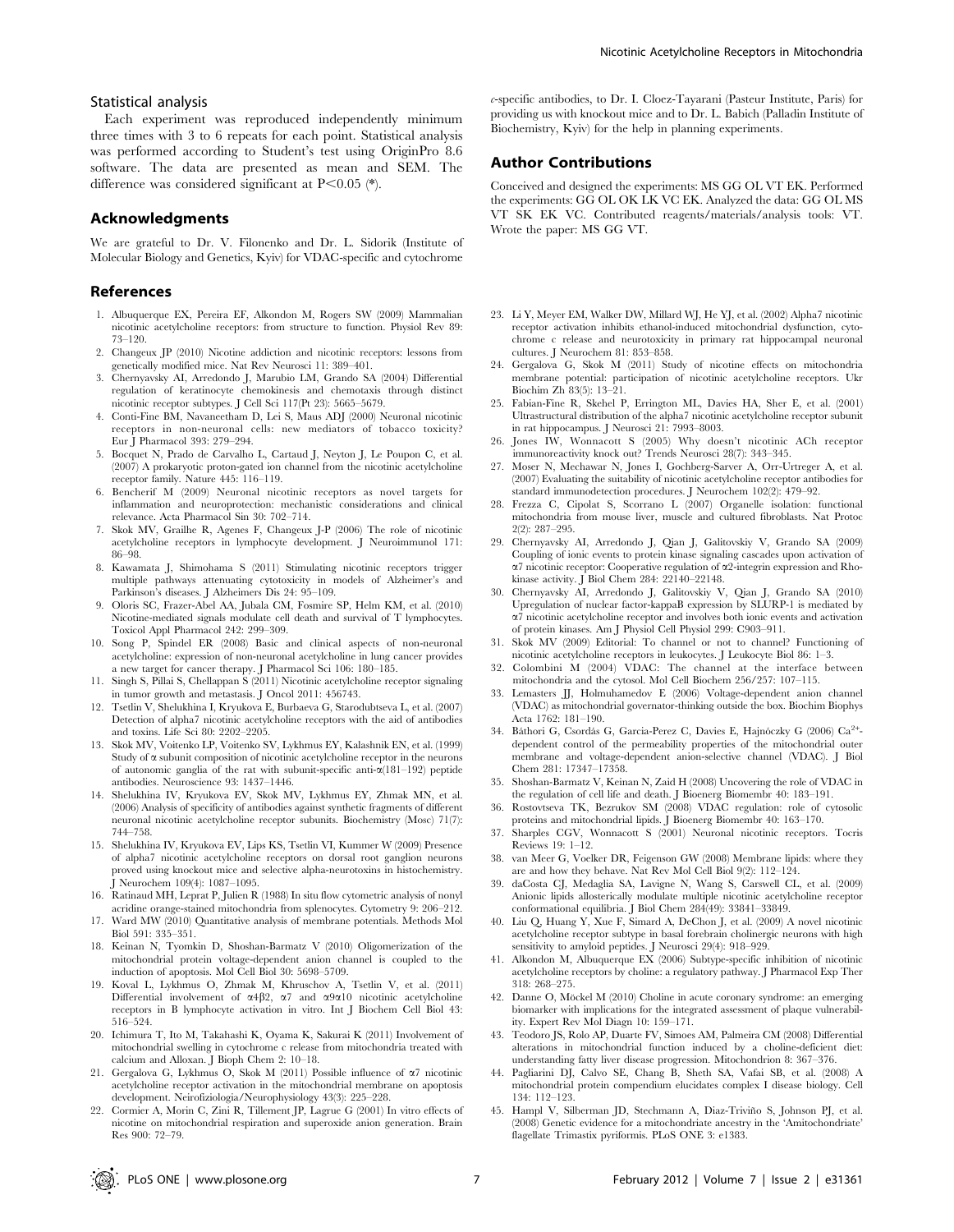### Statistical analysis

Each experiment was reproduced independently minimum three times with 3 to 6 repeats for each point. Statistical analysis was performed according to Student's test using OriginPro 8.6 software. The data are presented as mean and SEM. The difference was considered significant at $P<0.05$ (*).

## Acknowledgments

We are grateful to Dr. V. Filonenko and Dr. L. Sidorik (Institute of Molecular Biology and Genetics, Kyiv) for VDAC-specific and cytochrome *c*-specific antibodies, to Dr. I. Cloez-Tayarani (Pasteur Institute, Paris) for providing us with knockout mice and to Dr. L. Babich (Palladin Institute of Biochemistry, Kyiv) for the help in planning experiments.

## Author Contributions

Conceived and designed the experiments: MS GG OL VT EK. Performed the experiments: GG OL OK LK VC EK. Analyzed the data: GG OL MS VT SK EK VC. Contributed reagents/materials/analysis tools: VT. Wrote the paper: MS GG VT.

## References

1. Albuquerque EX, Pereira EF, Alkondon M, Rogers SW (2009) Mammalian nicotinic acetylcholine receptors: from structure to function. Physiol Rev 89: 73–120.
2. Changeux JP (2010) Nicotine addiction and nicotinic receptors: lessons from genetically modified mice. Nat Rev Neurosci 11: 389–401.
3. Chernyavsky AI, Arredondo J, Marubio LM, Grando SA (2004) Differential regulation of keratinocyte chemokinesis and chemotaxis through distinct nicotinic receptor subtypes. J Cell Sci 117(Pt 23): 5665–5679.
4. Conti-Fine BM, Navaneetham D, Lei S, Maus ADJ (2000) Neuronal nicotinic receptors in non-neuronal cells: new mediators of tobacco toxicity? Eur J Pharmacol 393: 279–294.
5. Bocquet N, Prado de Carvalho L, Cartaud J, Neyton J, Le Poupon C, et al. (2007) A prokaryotic proton-gated ion channel from the nicotinic acetylcholine receptor family. Nature 445: 116–119.
6. Bencherif M (2009) Neuronal nicotinic receptors as novel targets for inflammation and neuroprotection: mechanistic considerations and clinical relevance. Acta Pharmacol Sin 30: 702–714.
7. Skok MV, Grailhe R, Agenes F, Changeux J-P (2006) The role of nicotinic acetylcholine receptors in lymphocyte development. J Neuroimmunol 171: 86–98.
8. Kawamata J, Shimohama S (2011) Stimulating nicotinic receptors trigger multiple pathways attenuating cytotoxicity in models of Alzheimer's and Parkinson's diseases. J Alzheimers Dis 24: 95–109.
9. Oloris SC, Frazer-Abel AA, Jubala CM, Fosmire SP, Helm KM, et al. (2010) Nicotine-mediated signals modulate cell death and survival of T lymphocytes. Toxicol Appl Pharmacol 242: 299–309.
10. Song P, Spindel ER (2008) Basic and clinical aspects of non-neuronal acetylcholine: expression of non-neuronal acetylcholine in lung cancer provides a new target for cancer therapy. J Pharmacol Sci 106: 180–185.
11. Singh S, Pillai S, Chellappan S (2011) Nicotinic acetylcholine receptor signaling in tumor growth and metastasis. J Oncol 2011: 456743.
12. Tsetlin V, Shelukhina I, Kryukova E, Burbaeva G, Starodubtseva L, et al. (2007) Detection of alpha7 nicotinic acetylcholine receptors with the aid of antibodies and toxins. Life Sci 80: 2202–2205.
13. Skok MV, Voitenko LP, Voitenko SV, Lykhmus EY, Kalashnik EN, et al. (1999) Study of α subunit composition of nicotinic acetylcholine receptor in the neurons of autonomic ganglia of the rat with subunit-specific anti-α(181–192) peptide antibodies. Neuroscience 93: 1437–1446.
14. Shelukhina IV, Kryukova EV, Skok MV, Lykhmus EY, Zhmak MN, et al. (2006) Analysis of specificity of antibodies against synthetic fragments of different neuronal nicotinic acetylcholine receptor subunits. Biochemistry (Mosc) 71(7): 744–758.
15. Shelukhina IV, Kryukova EV, Lips KS, Tsetlin VI, Kummer W (2009) Presence of alpha7 nicotinic acetylcholine receptors on dorsal root ganglion neurons proved using knockout mice and selective alpha-neurotoxins in histochemistry. J Neurochem 109(4): 1087–1095.
16. Ratinaud MH, Leprat P, Julien R (1988) In situ flow cytometric analysis of nonyl acridine orange-stained mitochondria from splenocytes. Cytometry 9: 206–212.
17. Ward MW (2010) Quantitative analysis of membrane potentials. Methods Mol Biol 591: 335–351.
18. Keinan N, Tyomkin D, Shoshan-Barmatz V (2010) Oligomerization of the mitochondrial protein voltage-dependent anion channel is coupled to the induction of apoptosis. Mol Cell Biol 30: 5698–5709.
19. Koval L, Lykhmus O, Zhmak M, Khruschov A, Tsetlin V, et al. (2011) Differential involvement of α4β2, α7 and α9α10 nicotinic acetylcholine receptors in B lymphocyte activation in vitro. Int J Biochem Cell Biol 43: 516–524.
20. Ichimura T, Ito M, Takahashi K, Oyama K, Sakurai K (2011) Involvement of mitochondrial swelling in cytochrome c release from mitochondria treated with calcium and Alloxan. J Bioph Chem 2: 10–18.
21. Gergalova G, Lykhmus O, Skok M (2011) Possible influence of α7 nicotinic acetylcholine receptor activation in the mitochondrial membrane on apoptosis development. Neirofiziologia/Neurophysiology 43(3): 225–228.
22. Cormier A, Morin C, Zini R, Tillement JP, Lagrue G (2001) In vitro effects of nicotine on mitochondrial respiration and superoxide anion generation. Brain Res 900: 72–79.
23. Li Y, Meyer EM, Walker DW, Millard WJ, He YJ, et al. (2002) Alpha7 nicotinic receptor activation inhibits ethanol-induced mitochondrial dysfunction, cytochrome c release and neurotoxicity in primary rat hippocampal neuronal cultures. J Neurochem 81: 853–858.
24. Gergalova G, Skok M (2011) Study of nicotine effects on mitochondria membrane potential: participation of nicotinic acetylcholine receptors. Ukr Biochim Zh 83(5): 13–21.
25. Fabian-Fine R, Skehel P, Errington ML, Davies HA, Sher E, et al. (2001) Ultrastructural distribution of the alpha7 nicotinic acetylcholine receptor subunit in rat hippocampus. J Neurosci 21: 7993–8003.
26. Jones IW, Wonnacott S (2005) Why doesn't nicotinic ACh receptor immunoreactivity knock out? Trends Neurosci 28(7): 343–345.
27. Moser N, Mechawar N, Jones I, Gochberg-Sarver A, Orr-Urtreger A, et al. (2007) Evaluating the suitability of nicotinic acetylcholine receptor antibodies for standard immunodetection procedures. J Neurochem 102(2): 479–92.
28. Frezza C, Cipolat S, Scorrano L (2007) Organelle isolation: functional mitochondria from mouse liver, muscle and cultured fibroblasts. Nat Protoc 2(2): 287–295.
29. Chernyavsky AI, Arredondo J, Qian J, Galitovskiy V, Grando SA (2009) Coupling of ionic events to protein kinase signaling cascades upon activation of α7 nicotinic receptor: Cooperative regulation of α2-integrin expression and Rho-kinase activity. J Biol Chem 284: 22140–22148.
30. Chernyavsky AI, Arredondo J, Galitovskiy V, Qian J, Grando SA (2010) Upregulation of nuclear factor-kappaB expression by SLURP-1 is mediated by α7 nicotinic acetylcholine receptor and involves both ionic events and activation of protein kinases. Am J Physiol Cell Physiol 299: C903–911.
31. Skok MV (2009) Editorial: To channel or not to channel? Functioning of nicotinic acetylcholine receptors in leukocytes. J Leukocyte Biol 86: 1–3.
32. Colombini M (2004) VDAC: The channel at the interface between mitochondria and the cytosol. Mol Cell Biochem 256/257: 107–115.
33. Lemasters JJ, Holmuhamedov E (2006) Voltage-dependent anion channel (VDAC) as mitochondrial governator-thinking outside the box. Biochim Biophys Acta 1762: 181–190.
34. Báthori G, Csordás G, Garcia-Perez C, Davies E, Hajnóczky G (2006) $Ca^{2+}$-dependent control of the permeability properties of the mitochondrial outer membrane and voltage-dependent anion-selective channel (VDAC). J Biol Chem 281: 17347–17358.
35. Shoshan-Barmatz V, Keinan N, Zaid H (2008) Uncovering the role of VDAC in the regulation of cell life and death. J Bioenerg Biomembr 40: 183–191.
36. Rostovtseva TK, Bezrukov SM (2008) VDAC regulation: role of cytosolic proteins and mitochondrial lipids. J Bioenerg Biomembr 40: 163–170.
37. Sharples CGV, Wonnacott S (2001) Neuronal nicotinic receptors. Tocris Reviews 19: 1–12.
38. van Meer G, Voelker DR, Feigenson GW (2008) Membrane lipids: where they are and how they behave. Nat Rev Mol Cell Biol 9(2): 112–124.
39. daCosta CJ, Medaglia SA, Lavigne N, Wang S, Carswell CL, et al. (2009) Anionic lipids allosterically modulate multiple nicotinic acetylcholine receptor conformational equilibria. J Biol Chem 284(49): 33841–33849.
40. Liu Q, Huang Y, Xue F, Simard A, DeChon J, et al. (2009) A novel nicotinic acetylcholine receptor subtype in basal forebrain cholinergic neurons with high sensitivity to amyloid peptides. J Neurosci 29(4): 918–929.
41. Alkondon M, Albuquerque EX (2006) Subtype-specific inhibition of nicotinic acetylcholine receptors by choline: a regulatory pathway. J Pharmacol Exp Ther 318: 268–275.
42. Danne O, Möckel M (2010) Choline in acute coronary syndrome: an emerging biomarker with implications for the integrated assessment of plaque vulnerability. Expert Rev Mol Diagn 10: 159–171.
43. Teodoro JS, Rolo AP, Duarte FV, Simoes AM, Palmeira CM (2008) Differential alterations in mitochondrial function induced by a choline-deficient diet: understanding fatty liver disease progression. Mitochondrion 8: 367–376.
44. Pagliarini DJ, Calvo SE, Chang B, Sheth SA, Vafai SB, et al. (2008) A mitochondrial protein compendium elucidates complex I disease biology. Cell 134: 112–123.
45. Hampl V, Silberman JD, Stechmann A, Diaz-Triviño S, Johnson PJ, et al. (2008) Genetic evidence for a mitochondriate ancestry in the 'Amitochondriate' flagellate Trimastix pyriformis. PLoS ONE 3: e1383.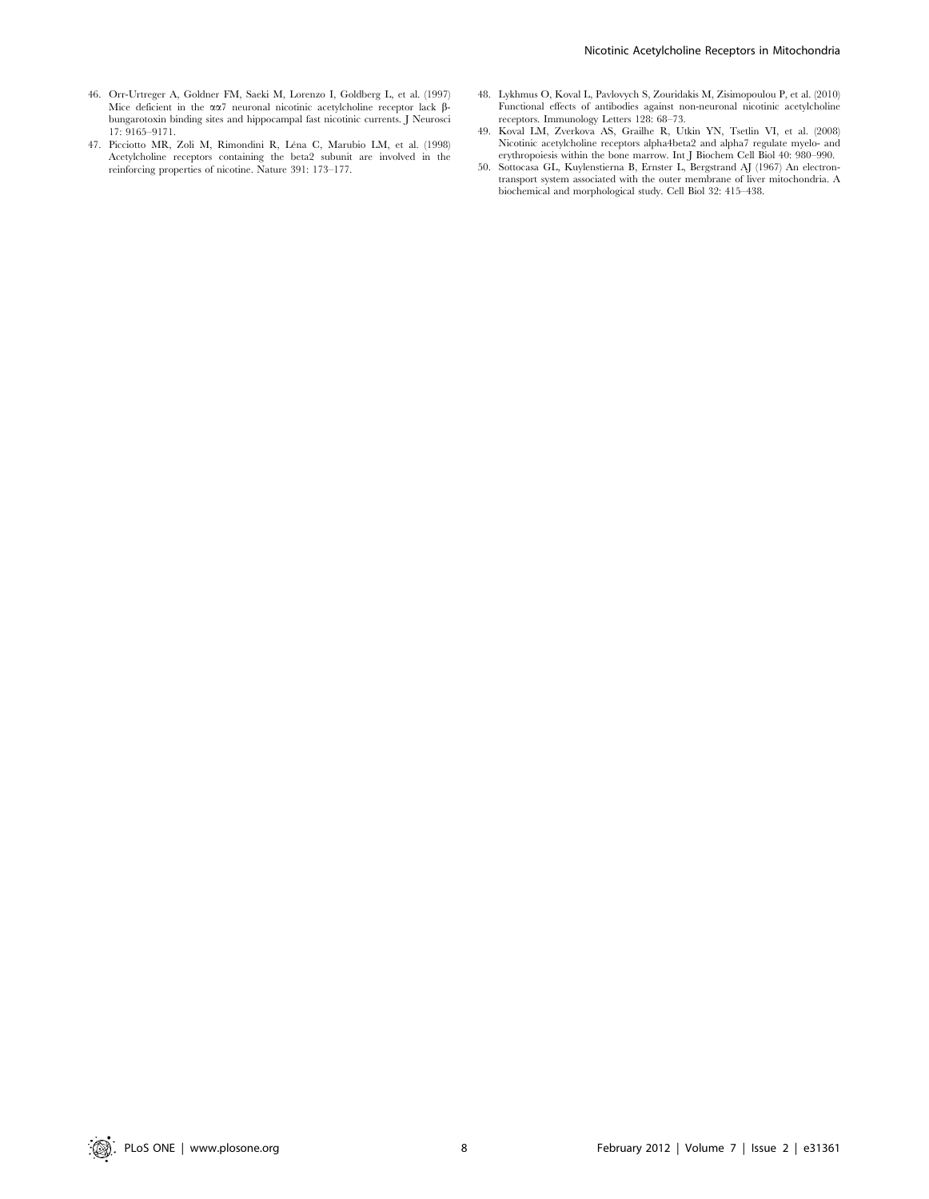46. Orr-Urtreger A, Goldner FM, Saeki M, Lorenzo I, Goldberg L, et al. (1997) Mice deficient in the αα7 neuronal nicotinic acetylcholine receptor lack β-bungarotoxin binding sites and hippocampal fast nicotinic currents. J Neurosci 17: 9165–9171.
47. Picciotto MR, Zoli M, Rimondini R, Léna C, Marubio LM, et al. (1998) Acetylcholine receptors containing the beta2 subunit are involved in the reinforcing properties of nicotine. Nature 391: 173–177.
48. Lykhmus O, Koval L, Pavlovych S, Zouridakis M, Zisimopoulou P, et al. (2010) Functional effects of antibodies against non-neuronal nicotinic acetylcholine receptors. Immunology Letters 128: 68–73.
49. Koval LM, Zverkova AS, Grailhe R, Utkin YN, Tsetlin VI, et al. (2008) Nicotinic acetylcholine receptors alpha4beta2 and alpha7 regulate myelo- and erythropoiesis within the bone marrow. Int J Biochem Cell Biol 40: 980–990.
50. Sottocasa GL, Kuylenstierna B, Ernster L, Bergstrand AJ (1967) An electron-transport system associated with the outer membrane of liver mitochondria. A biochemical and morphological study. Cell Biol 32: 415–438.